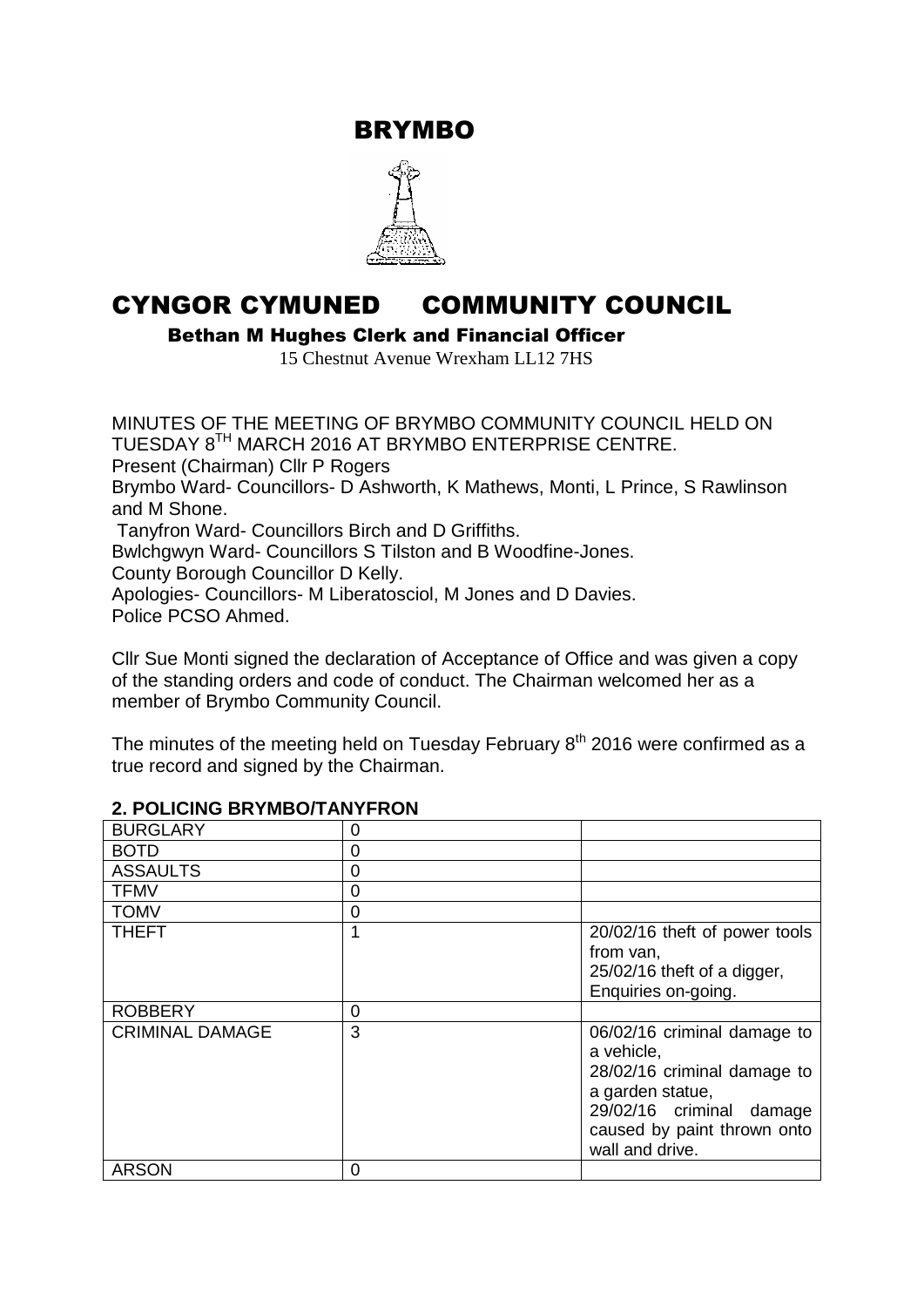# BRYMBO

# CYNGOR CYMUNED COMMUNITY COUNCIL

**Bethan M Hughes Clerk and Financial Officer**

15 Chestnut Avenue Wrexham LL12 7HS

MINUTES OF THE MEETING OF BRYMBO COMMUNITY COUNCIL HELD ON TUESDAY 8TH MARCH 2016 AT BRYMBO ENTERPRISE CENTRE.
Present (Chairman) Cllr P Rogers
Brymbo Ward- Councillors- D Ashworth, K Mathews, Monti, L Prince, S Rawlinson and M Shone.
Tanyfron Ward- Councillors Birch and D Griffiths.
Bwlchgwyn Ward- Councillors S Tilston and B Woodfine-Jones.
County Borough Councillor D Kelly.
Apologies- Councillors- M Liberatosciol, M Jones and D Davies.
Police PCSO Ahmed.

Cllr Sue Monti signed the declaration of Acceptance of Office and was given a copy of the standing orders and code of conduct. The Chairman welcomed her as a member of Brymbo Community Council.

The minutes of the meeting held on Tuesday February 8th 2016 were confirmed as a true record and signed by the Chairman.

## 2. POLICING BRYMBO/TANYFRON

| | | |
|---|---|---|
| BURGLARY | 0 | |
| BOTD | 0 | |
| ASSAULTS | 0 | |
| TFMV | 0 | |
| TOMV | 0 | |
| THEFT | 1 | 20/02/16 theft of power tools from van, 25/02/16 theft of a digger, Enquiries on-going. |
| ROBBERY | 0 | |
| CRIMINAL DAMAGE | 3 | 06/02/16 criminal damage to a vehicle, 28/02/16 criminal damage to a garden statue, 29/02/16 criminal damage caused by paint thrown onto wall and drive. |
| ARSON | 0 | |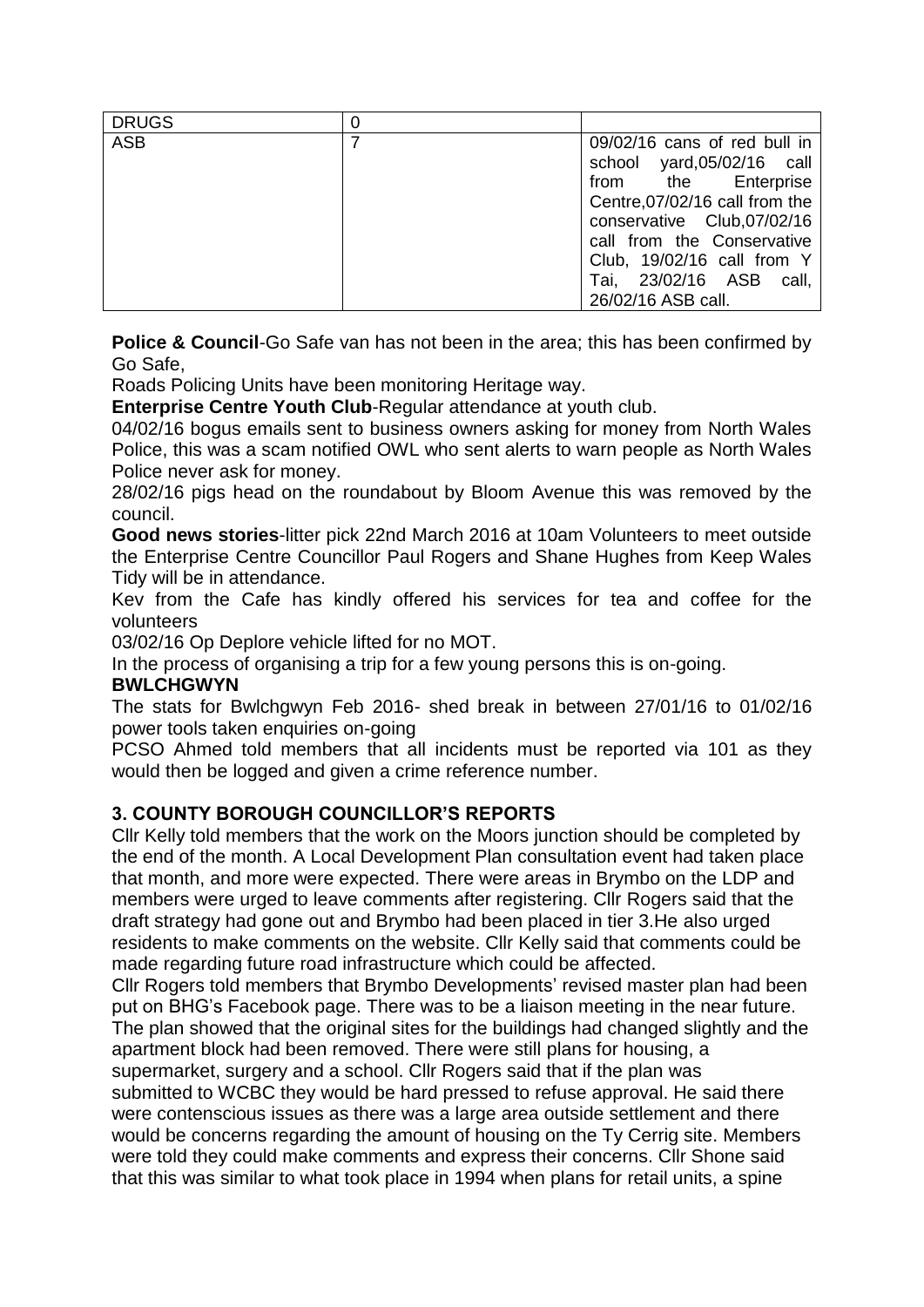| DRUGS | 0 | |
|---|---|---|
| ASB | 7 | 09/02/16 cans of red bull in school yard,05/02/16 call from the Enterprise Centre,07/02/16 call from the conservative Club,07/02/16 call from the Conservative Club, 19/02/16 call from Y Tai, 23/02/16 ASB call, 26/02/16 ASB call. |

**Police & Council**-Go Safe van has not been in the area; this has been confirmed by Go Safe,

Roads Policing Units have been monitoring Heritage way.

**Enterprise Centre Youth Club**-Regular attendance at youth club.

04/02/16 bogus emails sent to business owners asking for money from North Wales Police, this was a scam notified OWL who sent alerts to warn people as North Wales Police never ask for money.

28/02/16 pigs head on the roundabout by Bloom Avenue this was removed by the council.

**Good news stories**-litter pick 22nd March 2016 at 10am Volunteers to meet outside the Enterprise Centre Councillor Paul Rogers and Shane Hughes from Keep Wales Tidy will be in attendance.

Kev from the Cafe has kindly offered his services for tea and coffee for the volunteers

03/02/16 Op Deplore vehicle lifted for no MOT.

In the process of organising a trip for a few young persons this is on-going.

**BWLCHGWYN**

The stats for Bwlchgwyn Feb 2016- shed break in between 27/01/16 to 01/02/16 power tools taken enquiries on-going

PCSO Ahmed told members that all incidents must be reported via 101 as they would then be logged and given a crime reference number.

## 3. COUNTY BOROUGH COUNCILLOR'S REPORTS

Cllr Kelly told members that the work on the Moors junction should be completed by the end of the month. A Local Development Plan consultation event had taken place that month, and more were expected. There were areas in Brymbo on the LDP and members were urged to leave comments after registering. Cllr Rogers said that the draft strategy had gone out and Brymbo had been placed in tier 3.He also urged residents to make comments on the website. Cllr Kelly said that comments could be made regarding future road infrastructure which could be affected.

Cllr Rogers told members that Brymbo Developments' revised master plan had been put on BHG's Facebook page. There was to be a liaison meeting in the near future. The plan showed that the original sites for the buildings had changed slightly and the apartment block had been removed. There were still plans for housing, a supermarket, surgery and a school. Cllr Rogers said that if the plan was submitted to WCBC they would be hard pressed to refuse approval. He said there were contenscious issues as there was a large area outside settlement and there would be concerns regarding the amount of housing on the Ty Cerrig site. Members were told they could make comments and express their concerns. Cllr Shone said that this was similar to what took place in 1994 when plans for retail units, a spine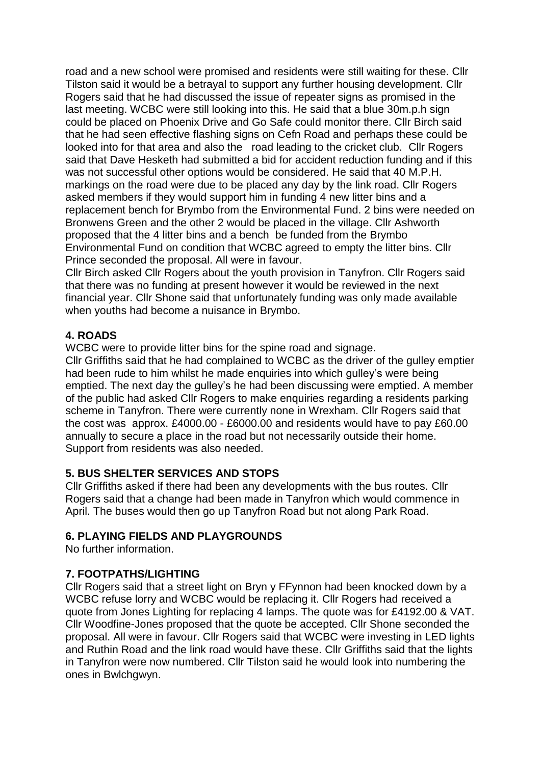road and a new school were promised and residents were still waiting for these. Cllr Tilston said it would be a betrayal to support any further housing development. Cllr Rogers said that he had discussed the issue of repeater signs as promised in the last meeting. WCBC were still looking into this. He said that a blue 30m.p.h sign could be placed on Phoenix Drive and Go Safe could monitor there. Cllr Birch said that he had seen effective flashing signs on Cefn Road and perhaps these could be looked into for that area and also the road leading to the cricket club. Cllr Rogers said that Dave Hesketh had submitted a bid for accident reduction funding and if this was not successful other options would be considered. He said that 40 M.P.H. markings on the road were due to be placed any day by the link road. Cllr Rogers asked members if they would support him in funding 4 new litter bins and a replacement bench for Brymbo from the Environmental Fund. 2 bins were needed on Bronwens Green and the other 2 would be placed in the village. Cllr Ashworth proposed that the 4 litter bins and a bench be funded from the Brymbo Environmental Fund on condition that WCBC agreed to empty the litter bins. Cllr Prince seconded the proposal. All were in favour.

Cllr Birch asked Cllr Rogers about the youth provision in Tanyfron. Cllr Rogers said that there was no funding at present however it would be reviewed in the next financial year. Cllr Shone said that unfortunately funding was only made available when youths had become a nuisance in Brymbo.

## 4. ROADS

WCBC were to provide litter bins for the spine road and signage.

Cllr Griffiths said that he had complained to WCBC as the driver of the gulley emptier had been rude to him whilst he made enquiries into which gulley's were being emptied. The next day the gulley's he had been discussing were emptied. A member of the public had asked Cllr Rogers to make enquiries regarding a residents parking scheme in Tanyfron. There were currently none in Wrexham. Cllr Rogers said that the cost was approx. £4000.00 - £6000.00 and residents would have to pay £60.00 annually to secure a place in the road but not necessarily outside their home. Support from residents was also needed.

## 5. BUS SHELTER SERVICES AND STOPS

Cllr Griffiths asked if there had been any developments with the bus routes. Cllr Rogers said that a change had been made in Tanyfron which would commence in April. The buses would then go up Tanyfron Road but not along Park Road.

## 6. PLAYING FIELDS AND PLAYGROUNDS

No further information.

## 7. FOOTPATHS/LIGHTING

Cllr Rogers said that a street light on Bryn y FFynnon had been knocked down by a WCBC refuse lorry and WCBC would be replacing it. Cllr Rogers had received a quote from Jones Lighting for replacing 4 lamps. The quote was for £4192.00 & VAT. Cllr Woodfine-Jones proposed that the quote be accepted. Cllr Shone seconded the proposal. All were in favour. Cllr Rogers said that WCBC were investing in LED lights and Ruthin Road and the link road would have these. Cllr Griffiths said that the lights in Tanyfron were now numbered. Cllr Tilston said he would look into numbering the ones in Bwlchgwyn.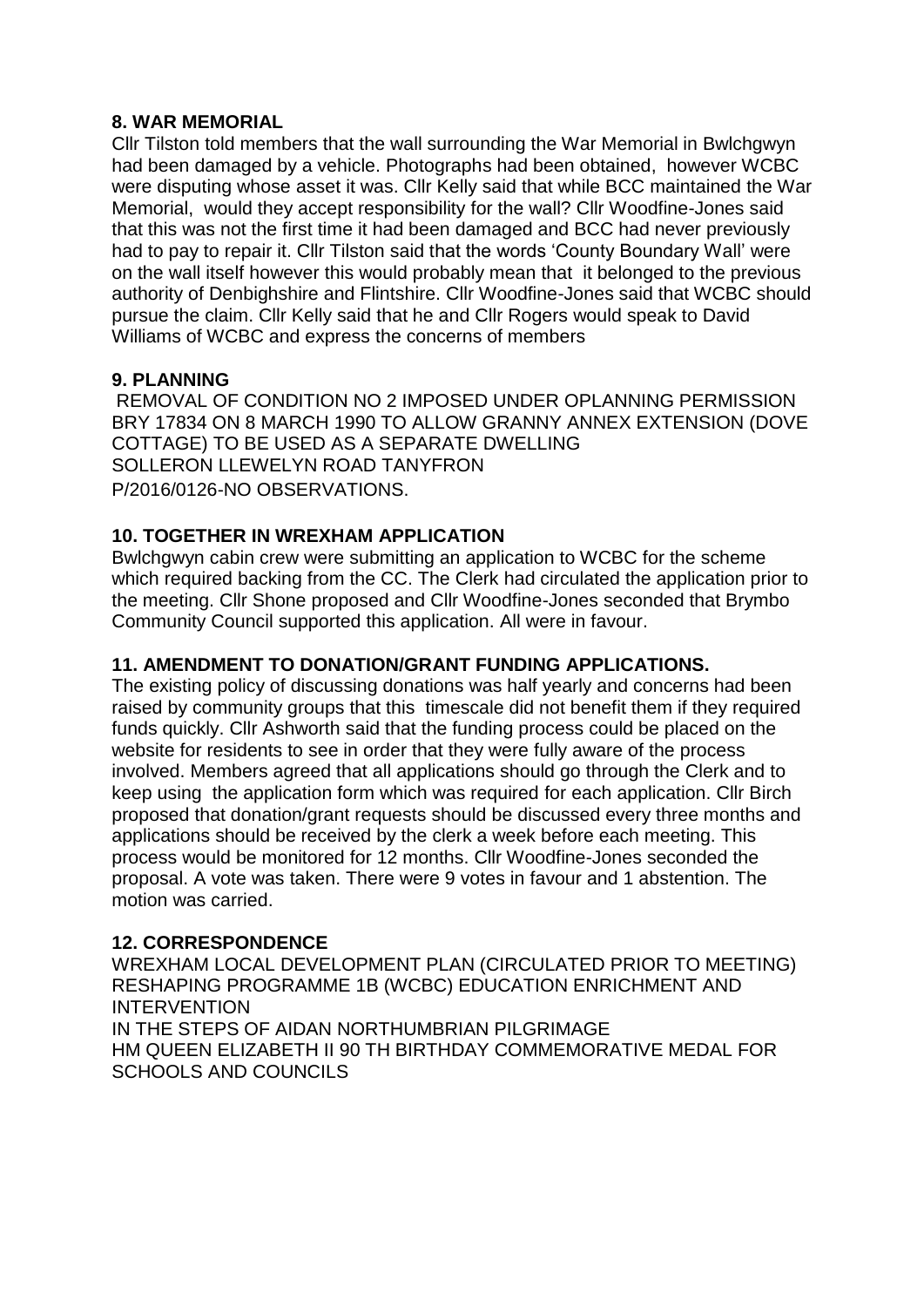## 8. WAR MEMORIAL

Cllr Tilston told members that the wall surrounding the War Memorial in Bwlchgwyn had been damaged by a vehicle. Photographs had been obtained, however WCBC were disputing whose asset it was. Cllr Kelly said that while BCC maintained the War Memorial, would they accept responsibility for the wall? Cllr Woodfine-Jones said that this was not the first time it had been damaged and BCC had never previously had to pay to repair it. Cllr Tilston said that the words 'County Boundary Wall' were on the wall itself however this would probably mean that it belonged to the previous authority of Denbighshire and Flintshire. Cllr Woodfine-Jones said that WCBC should pursue the claim. Cllr Kelly said that he and Cllr Rogers would speak to David Williams of WCBC and express the concerns of members

## 9. PLANNING

REMOVAL OF CONDITION NO 2 IMPOSED UNDER OPLANNING PERMISSION BRY 17834 ON 8 MARCH 1990 TO ALLOW GRANNY ANNEX EXTENSION (DOVE COTTAGE) TO BE USED AS A SEPARATE DWELLING
SOLLERON LLEWELYN ROAD TANYFRON
P/2016/0126-NO OBSERVATIONS.

## 10. TOGETHER IN WREXHAM APPLICATION

Bwlchgwyn cabin crew were submitting an application to WCBC for the scheme which required backing from the CC. The Clerk had circulated the application prior to the meeting. Cllr Shone proposed and Cllr Woodfine-Jones seconded that Brymbo Community Council supported this application. All were in favour.

## 11. AMENDMENT TO DONATION/GRANT FUNDING APPLICATIONS.

The existing policy of discussing donations was half yearly and concerns had been raised by community groups that this timescale did not benefit them if they required funds quickly. Cllr Ashworth said that the funding process could be placed on the website for residents to see in order that they were fully aware of the process involved. Members agreed that all applications should go through the Clerk and to keep using the application form which was required for each application. Cllr Birch proposed that donation/grant requests should be discussed every three months and applications should be received by the clerk a week before each meeting. This process would be monitored for 12 months. Cllr Woodfine-Jones seconded the proposal. A vote was taken. There were 9 votes in favour and 1 abstention. The motion was carried.

## 12. CORRESPONDENCE

WREXHAM LOCAL DEVELOPMENT PLAN (CIRCULATED PRIOR TO MEETING)
RESHAPING PROGRAMME 1B (WCBC) EDUCATION ENRICHMENT AND INTERVENTION
IN THE STEPS OF AIDAN NORTHUMBRIAN PILGRIMAGE
HM QUEEN ELIZABETH II 90 TH BIRTHDAY COMMEMORATIVE MEDAL FOR SCHOOLS AND COUNCILS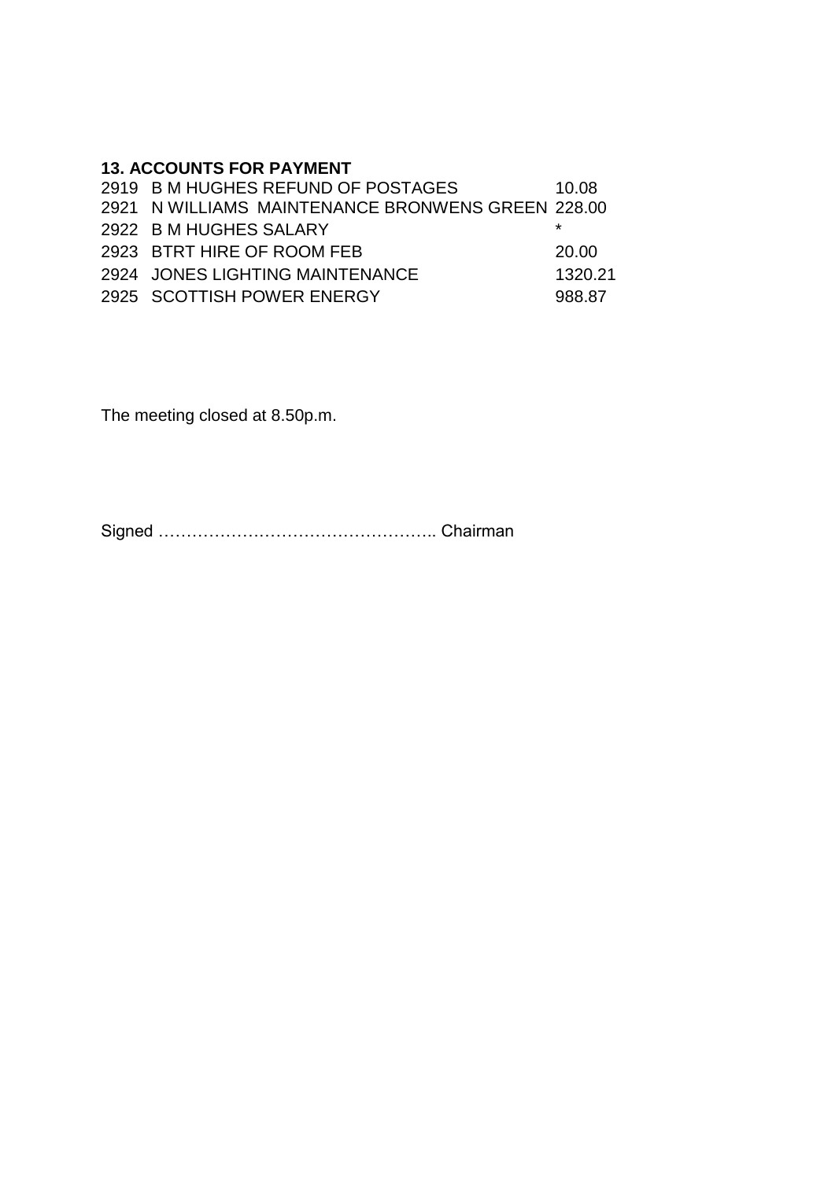**13. ACCOUNTS FOR PAYMENT**

| | | |
|---|---|---|
| 2919 | B M HUGHES REFUND OF POSTAGES | 10.08 |
| 2921 | N WILLIAMS MAINTENANCE BRONWENS GREEN | 228.00 |
| 2922 | B M HUGHES SALARY | * |
| 2923 | BTRT HIRE OF ROOM FEB | 20.00 |
| 2924 | JONES LIGHTING MAINTENANCE | 1320.21 |
| 2925 | SCOTTISH POWER ENERGY | 988.87 |

The meeting closed at 8.50p.m.

Signed ………………………………………….. Chairman